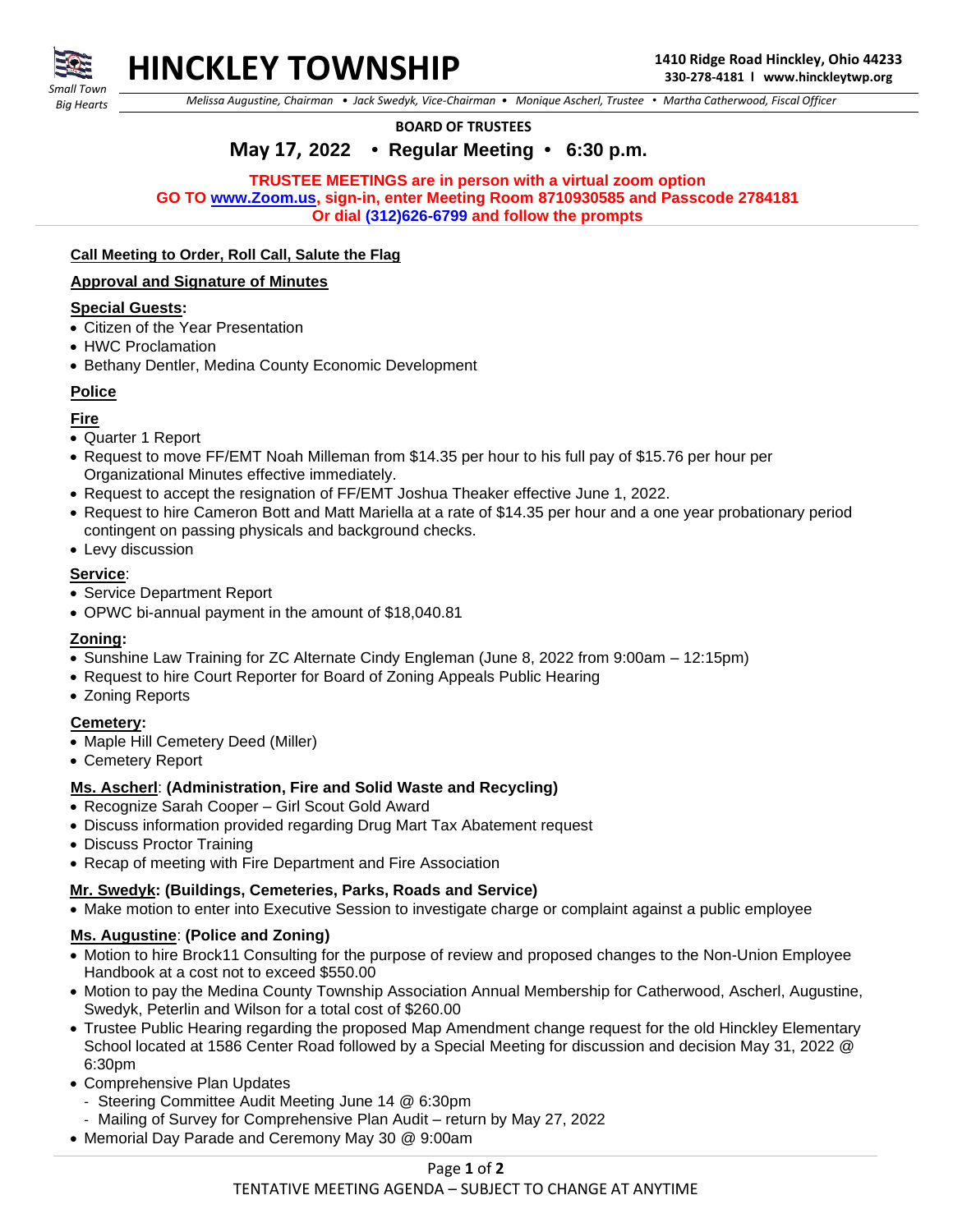# HINCKLEY TOWNSHIP

*Small Town Big Hearts*

**1410 Ridge Road Hinckley, Ohio 44233**
**330-278-4181 l www.hinckleytwp.org**

*Melissa Augustine, Chairman • Jack Swedyk, Vice-Chairman • Monique Ascherl, Trustee • Martha Catherwood, Fiscal Officer*

**BOARD OF TRUSTEES**

## May 17, 2022 • Regular Meeting • 6:30 p.m.

**TRUSTEE MEETINGS are in person with a virtual zoom option**
**GO TO www.Zoom.us, sign-in, enter Meeting Room 8710930585 and Passcode 2784181**
**Or dial (312)626-6799 and follow the prompts**

**Call Meeting to Order, Roll Call, Salute the Flag**

**Approval and Signature of Minutes**

**Special Guests:**
- Citizen of the Year Presentation
- HWC Proclamation
- Bethany Dentler, Medina County Economic Development

**Police**

**Fire**
- Quarter 1 Report
- Request to move FF/EMT Noah Milleman from $14.35 per hour to his full pay of $15.76 per hour per Organizational Minutes effective immediately.
- Request to accept the resignation of FF/EMT Joshua Theaker effective June 1, 2022.
- Request to hire Cameron Bott and Matt Mariella at a rate of $14.35 per hour and a one year probationary period contingent on passing physicals and background checks.
- Levy discussion

**Service**:
- Service Department Report
- OPWC bi-annual payment in the amount of $18,040.81

**Zoning:**
- Sunshine Law Training for ZC Alternate Cindy Engleman (June 8, 2022 from 9:00am – 12:15pm)
- Request to hire Court Reporter for Board of Zoning Appeals Public Hearing
- Zoning Reports

**Cemetery:**
- Maple Hill Cemetery Deed (Miller)
- Cemetery Report

**Ms. Ascherl**: **(Administration, Fire and Solid Waste and Recycling)**
- Recognize Sarah Cooper – Girl Scout Gold Award
- Discuss information provided regarding Drug Mart Tax Abatement request
- Discuss Proctor Training
- Recap of meeting with Fire Department and Fire Association

**Mr. Swedyk: (Buildings, Cemeteries, Parks, Roads and Service)**
- Make motion to enter into Executive Session to investigate charge or complaint against a public employee

**Ms. Augustine**: **(Police and Zoning)**
- Motion to hire Brock11 Consulting for the purpose of review and proposed changes to the Non-Union Employee Handbook at a cost not to exceed $550.00
- Motion to pay the Medina County Township Association Annual Membership for Catherwood, Ascherl, Augustine, Swedyk, Peterlin and Wilson for a total cost of $260.00
- Trustee Public Hearing regarding the proposed Map Amendment change request for the old Hinckley Elementary School located at 1586 Center Road followed by a Special Meeting for discussion and decision May 31, 2022 @ 6:30pm
- Comprehensive Plan Updates
  - Steering Committee Audit Meeting June 14 @ 6:30pm
  - Mailing of Survey for Comprehensive Plan Audit – return by May 27, 2022
- Memorial Day Parade and Ceremony May 30 @ 9:00am

TENTATIVE MEETING AGENDA – SUBJECT TO CHANGE AT ANYTIME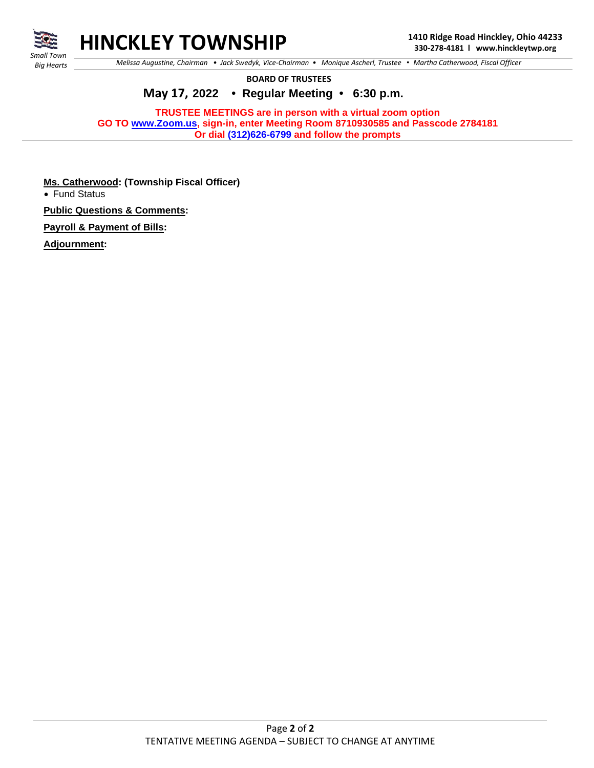# HINCKLEY TOWNSHIP

Small Town Big Hearts

**1410 Ridge Road Hinckley, Ohio 44233**
**330-278-4181 l www.hinckleytwp.org**

*Melissa Augustine, Chairman • Jack Swedyk, Vice-Chairman • Monique Ascherl, Trustee • Martha Catherwood, Fiscal Officer*

**BOARD OF TRUSTEES**

**May 17, 2022 • Regular Meeting • 6:30 p.m.**

**TRUSTEE MEETINGS are in person with a virtual zoom option**
**GO TO www.Zoom.us, sign-in, enter Meeting Room 8710930585 and Passcode 2784181**
**Or dial (312)626-6799 and follow the prompts**

**Ms. Catherwood: (Township Fiscal Officer)**

- Fund Status

**Public Questions & Comments:**

**Payroll & Payment of Bills:**

**Adjournment:**

TENTATIVE MEETING AGENDA – SUBJECT TO CHANGE AT ANYTIME